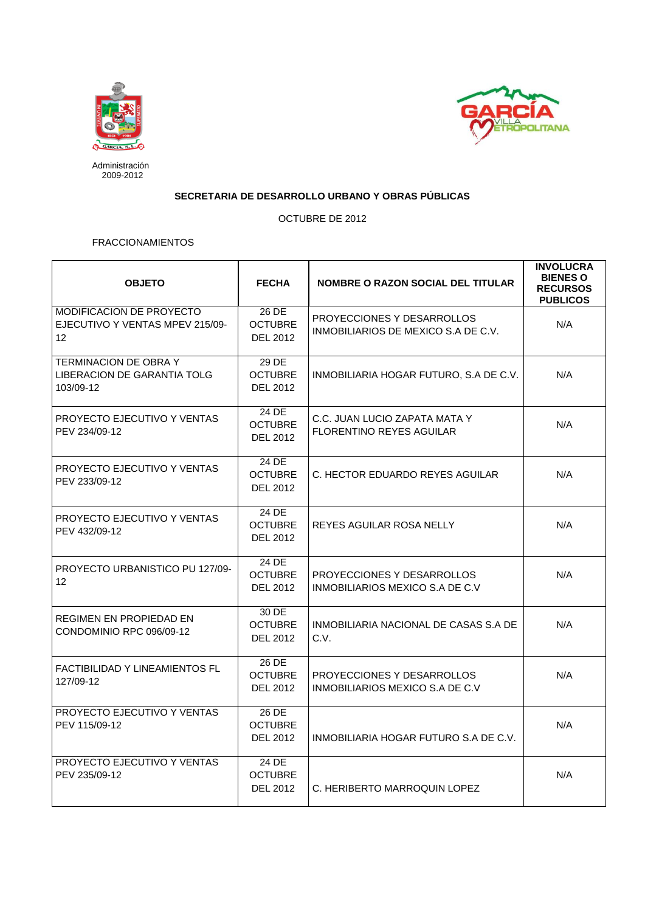Administración
2009-2012

**SECRETARIA DE DESARROLLO URBANO Y OBRAS PÚBLICAS**

OCTUBRE DE 2012

FRACCIONAMIENTOS

| OBJETO | FECHA | NOMBRE O RAZON SOCIAL DEL TITULAR | INVOLUCRA BIENES O RECURSOS PUBLICOS |
|---|---|---|---|
| MODIFICACION DE PROYECTO EJECUTIVO Y VENTAS MPEV 215/09-12 | 26 DE OCTUBRE DEL 2012 | PROYECCIONES Y DESARROLLOS INMOBILIARIOS DE MEXICO S.A DE C.V. | N/A |
| TERMINACION DE OBRA Y LIBERACION DE GARANTIA TOLG 103/09-12 | 29 DE OCTUBRE DEL 2012 | INMOBILIARIA HOGAR FUTURO, S.A DE C.V. | N/A |
| PROYECTO EJECUTIVO Y VENTAS PEV 234/09-12 | 24 DE OCTUBRE DEL 2012 | C.C. JUAN LUCIO ZAPATA MATA Y FLORENTINO REYES AGUILAR | N/A |
| PROYECTO EJECUTIVO Y VENTAS PEV 233/09-12 | 24 DE OCTUBRE DEL 2012 | C. HECTOR EDUARDO REYES AGUILAR | N/A |
| PROYECTO EJECUTIVO Y VENTAS PEV 432/09-12 | 24 DE OCTUBRE DEL 2012 | REYES AGUILAR ROSA NELLY | N/A |
| PROYECTO URBANISTICO PU 127/09-12 | 24 DE OCTUBRE DEL 2012 | PROYECCIONES Y DESARROLLOS INMOBILIARIOS MEXICO S.A DE C.V | N/A |
| REGIMEN EN PROPIEDAD EN CONDOMINIO RPC 096/09-12 | 30 DE OCTUBRE DEL 2012 | INMOBILIARIA NACIONAL DE CASAS S.A DE C.V. | N/A |
| FACTIBILIDAD Y LINEAMIENTOS FL 127/09-12 | 26 DE OCTUBRE DEL 2012 | PROYECCIONES Y DESARROLLOS INMOBILIARIOS MEXICO S.A DE C.V | N/A |
| PROYECTO EJECUTIVO Y VENTAS PEV 115/09-12 | 26 DE OCTUBRE DEL 2012 | INMOBILIARIA HOGAR FUTURO S.A DE C.V. | N/A |
| PROYECTO EJECUTIVO Y VENTAS PEV 235/09-12 | 24 DE OCTUBRE DEL 2012 | C. HERIBERTO MARROQUIN LOPEZ | N/A |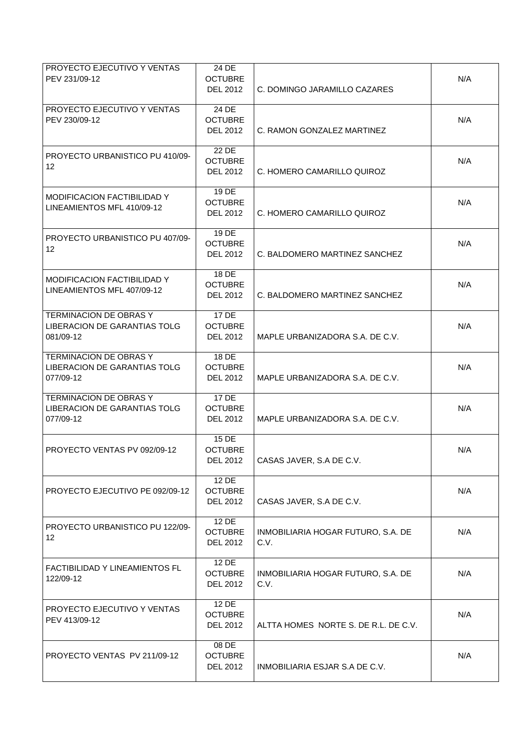| | | | |
|---|---|---|---|
| PROYECTO EJECUTIVO Y VENTAS PEV 231/09-12 | 24 DE OCTUBRE DEL 2012 | C. DOMINGO JARAMILLO CAZARES | N/A |
| PROYECTO EJECUTIVO Y VENTAS PEV 230/09-12 | 24 DE OCTUBRE DEL 2012 | C. RAMON GONZALEZ MARTINEZ | N/A |
| PROYECTO URBANISTICO PU 410/09-12 | 22 DE OCTUBRE DEL 2012 | C. HOMERO CAMARILLO QUIROZ | N/A |
| MODIFICACION FACTIBILIDAD Y LINEAMIENTOS MFL 410/09-12 | 19 DE OCTUBRE DEL 2012 | C. HOMERO CAMARILLO QUIROZ | N/A |
| PROYECTO URBANISTICO PU 407/09-12 | 19 DE OCTUBRE DEL 2012 | C. BALDOMERO MARTINEZ SANCHEZ | N/A |
| MODIFICACION FACTIBILIDAD Y LINEAMIENTOS MFL 407/09-12 | 18 DE OCTUBRE DEL 2012 | C. BALDOMERO MARTINEZ SANCHEZ | N/A |
| TERMINACION DE OBRAS Y LIBERACION DE GARANTIAS TOLG 081/09-12 | 17 DE OCTUBRE DEL 2012 | MAPLE URBANIZADORA S.A. DE C.V. | N/A |
| TERMINACION DE OBRAS Y LIBERACION DE GARANTIAS TOLG 077/09-12 | 18 DE OCTUBRE DEL 2012 | MAPLE URBANIZADORA S.A. DE C.V. | N/A |
| TERMINACION DE OBRAS Y LIBERACION DE GARANTIAS TOLG 077/09-12 | 17 DE OCTUBRE DEL 2012 | MAPLE URBANIZADORA S.A. DE C.V. | N/A |
| PROYECTO VENTAS PV 092/09-12 | 15 DE OCTUBRE DEL 2012 | CASAS JAVER, S.A DE C.V. | N/A |
| PROYECTO EJECUTIVO PE 092/09-12 | 12 DE OCTUBRE DEL 2012 | CASAS JAVER, S.A DE C.V. | N/A |
| PROYECTO URBANISTICO PU 122/09-12 | 12 DE OCTUBRE DEL 2012 | INMOBILIARIA HOGAR FUTURO, S.A. DE C.V. | N/A |
| FACTIBILIDAD Y LINEAMIENTOS FL 122/09-12 | 12 DE OCTUBRE DEL 2012 | INMOBILIARIA HOGAR FUTURO, S.A. DE C.V. | N/A |
| PROYECTO EJECUTIVO Y VENTAS PEV 413/09-12 | 12 DE OCTUBRE DEL 2012 | ALTTA HOMES NORTE S. DE R.L. DE C.V. | N/A |
| PROYECTO VENTAS PV 211/09-12 | 08 DE OCTUBRE DEL 2012 | INMOBILIARIA ESJAR S.A DE C.V. | N/A |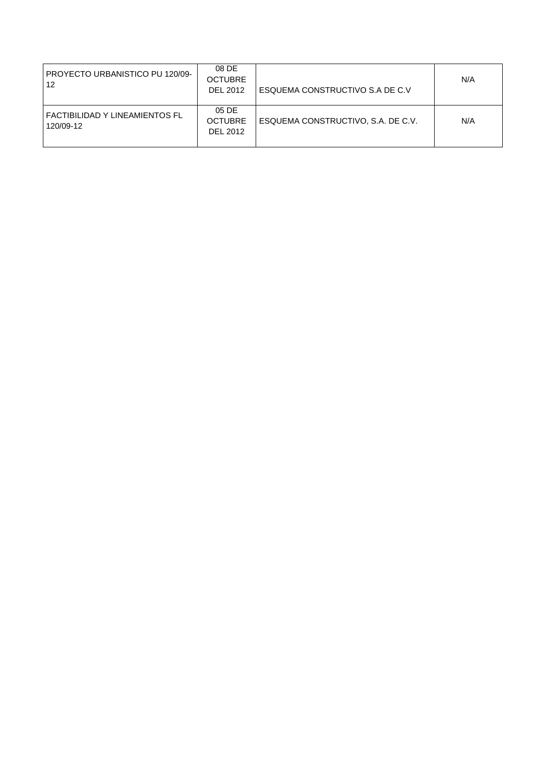| | | | |
|---|---|---|---|
| PROYECTO URBANISTICO PU 120/09-12 | 08 DE OCTUBRE DEL 2012 | ESQUEMA CONSTRUCTIVO S.A DE C.V | N/A |
| FACTIBILIDAD Y LINEAMIENTOS FL 120/09-12 | 05 DE OCTUBRE DEL 2012 | ESQUEMA CONSTRUCTIVO, S.A. DE C.V. | N/A |